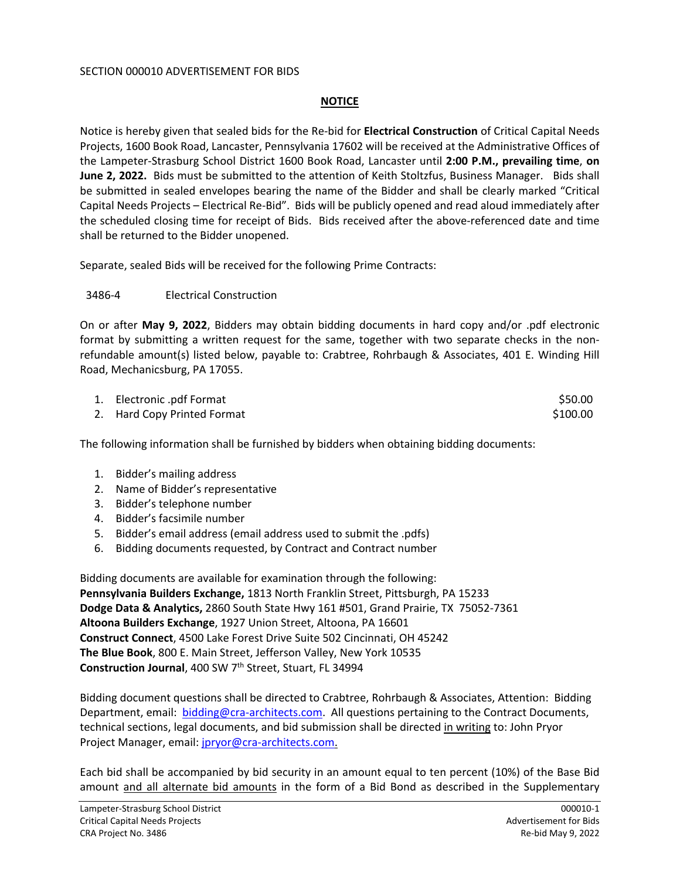SECTION 000010 ADVERTISEMENT FOR BIDS

## NOTICE

Notice is hereby given that sealed bids for the Re-bid for **Electrical Construction** of Critical Capital Needs Projects, 1600 Book Road, Lancaster, Pennsylvania 17602 will be received at the Administrative Offices of the Lampeter-Strasburg School District 1600 Book Road, Lancaster until **2:00 P.M., prevailing time**, **on June 2, 2022.** Bids must be submitted to the attention of Keith Stoltzfus, Business Manager. Bids shall be submitted in sealed envelopes bearing the name of the Bidder and shall be clearly marked "Critical Capital Needs Projects – Electrical Re-Bid". Bids will be publicly opened and read aloud immediately after the scheduled closing time for receipt of Bids. Bids received after the above-referenced date and time shall be returned to the Bidder unopened.

Separate, sealed Bids will be received for the following Prime Contracts:

3486-4 Electrical Construction

On or after **May 9, 2022**, Bidders may obtain bidding documents in hard copy and/or .pdf electronic format by submitting a written request for the same, together with two separate checks in the non-refundable amount(s) listed below, payable to: Crabtree, Rohrbaugh & Associates, 401 E. Winding Hill Road, Mechanicsburg, PA 17055.

1. Electronic .pdf Format $50.00
2. Hard Copy Printed Format $100.00

The following information shall be furnished by bidders when obtaining bidding documents:

1. Bidder's mailing address
2. Name of Bidder's representative
3. Bidder's telephone number
4. Bidder's facsimile number
5. Bidder's email address (email address used to submit the .pdfs)
6. Bidding documents requested, by Contract and Contract number

Bidding documents are available for examination through the following:
**Pennsylvania Builders Exchange,** 1813 North Franklin Street, Pittsburgh, PA 15233
**Dodge Data & Analytics,** 2860 South State Hwy 161 #501, Grand Prairie, TX 75052-7361
**Altoona Builders Exchange**, 1927 Union Street, Altoona, PA 16601
**Construct Connect**, 4500 Lake Forest Drive Suite 502 Cincinnati, OH 45242
**The Blue Book**, 800 E. Main Street, Jefferson Valley, New York 10535
**Construction Journal**, 400 SW 7th Street, Stuart, FL 34994

Bidding document questions shall be directed to Crabtree, Rohrbaugh & Associates, Attention: Bidding Department, email: bidding@cra-architects.com. All questions pertaining to the Contract Documents, technical sections, legal documents, and bid submission shall be directed in writing to: John Pryor Project Manager, email: jpryor@cra-architects.com.

Each bid shall be accompanied by bid security in an amount equal to ten percent (10%) of the Base Bid amount and all alternate bid amounts in the form of a Bid Bond as described in the Supplementary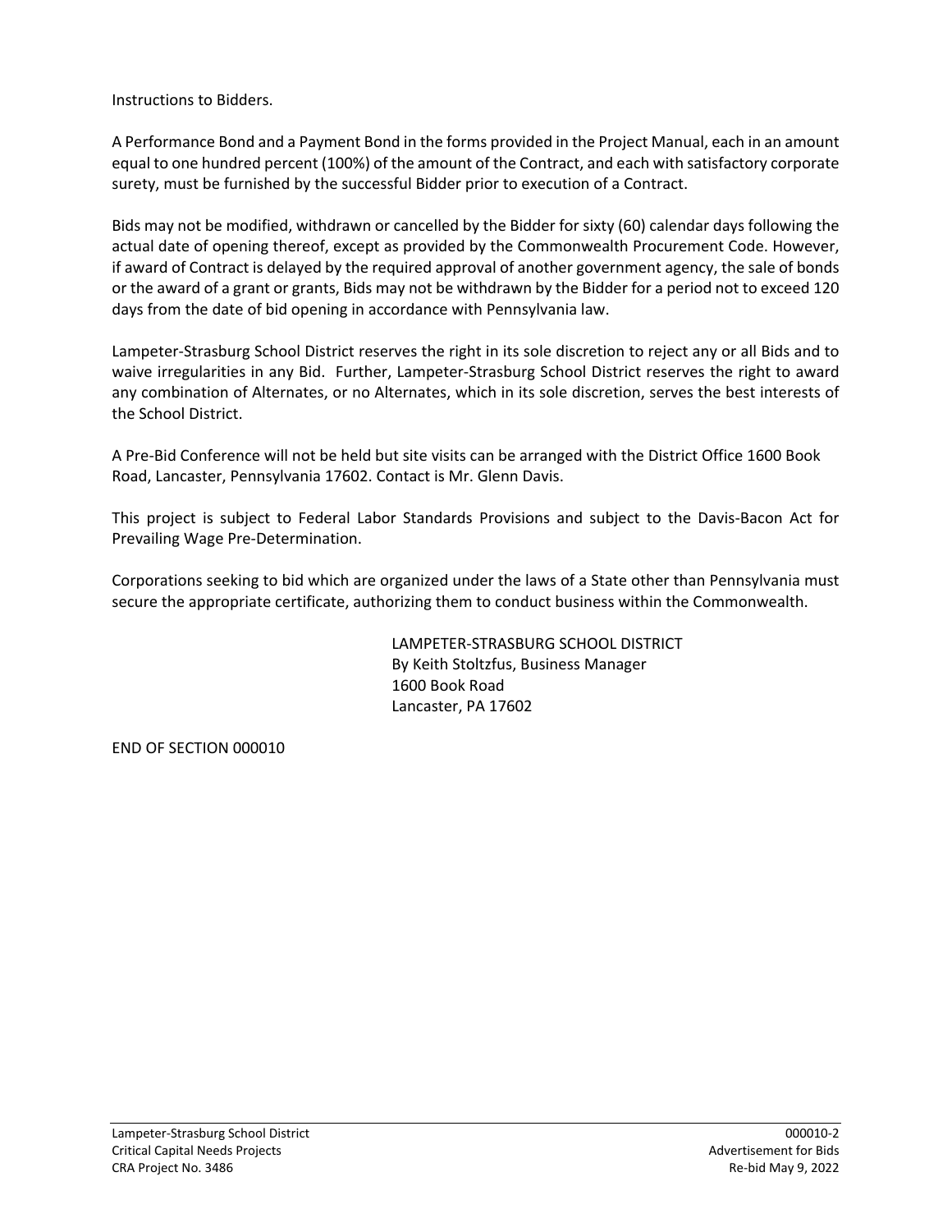Instructions to Bidders.

A Performance Bond and a Payment Bond in the forms provided in the Project Manual, each in an amount equal to one hundred percent (100%) of the amount of the Contract, and each with satisfactory corporate surety, must be furnished by the successful Bidder prior to execution of a Contract.

Bids may not be modified, withdrawn or cancelled by the Bidder for sixty (60) calendar days following the actual date of opening thereof, except as provided by the Commonwealth Procurement Code. However, if award of Contract is delayed by the required approval of another government agency, the sale of bonds or the award of a grant or grants, Bids may not be withdrawn by the Bidder for a period not to exceed 120 days from the date of bid opening in accordance with Pennsylvania law.

Lampeter-Strasburg School District reserves the right in its sole discretion to reject any or all Bids and to waive irregularities in any Bid. Further, Lampeter-Strasburg School District reserves the right to award any combination of Alternates, or no Alternates, which in its sole discretion, serves the best interests of the School District.

A Pre-Bid Conference will not be held but site visits can be arranged with the District Office 1600 Book Road, Lancaster, Pennsylvania 17602. Contact is Mr. Glenn Davis.

This project is subject to Federal Labor Standards Provisions and subject to the Davis-Bacon Act for Prevailing Wage Pre-Determination.

Corporations seeking to bid which are organized under the laws of a State other than Pennsylvania must secure the appropriate certificate, authorizing them to conduct business within the Commonwealth.

LAMPETER-STRASBURG SCHOOL DISTRICT
By Keith Stoltzfus, Business Manager
1600 Book Road
Lancaster, PA 17602

END OF SECTION 000010